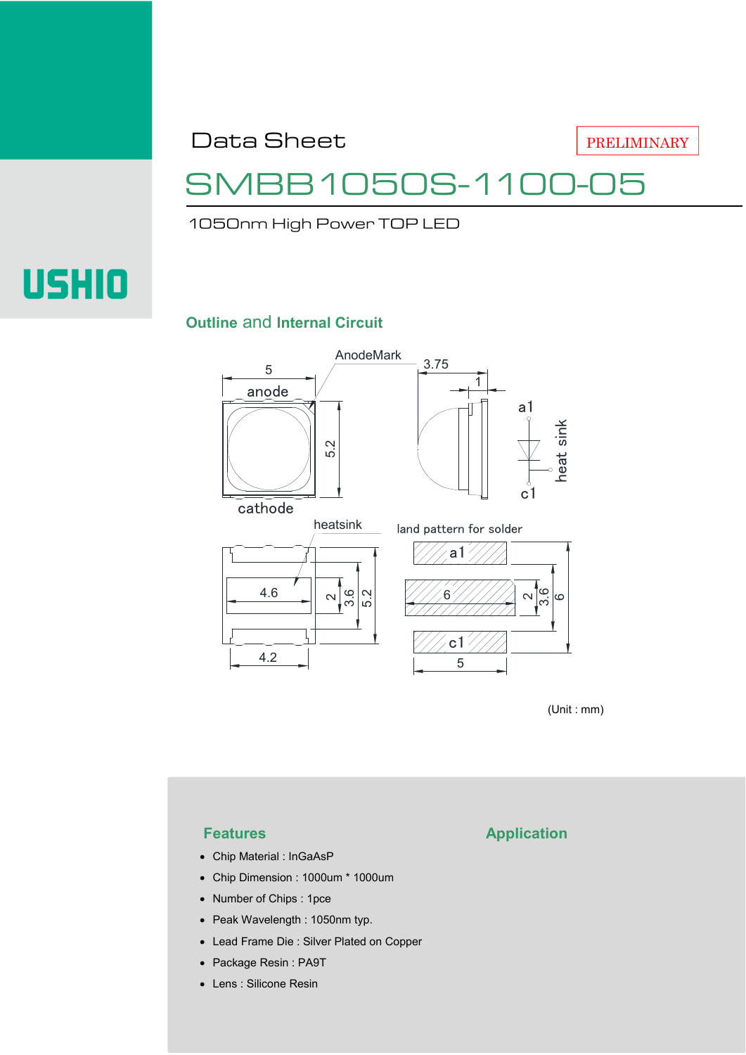USHIO

Data Sheet

PRELIMINARY

# SMBB1050S-1100-05

1050nm High Power TOP LED

## Outline and Internal Circuit

(Unit : mm)

## Features

- Chip Material : InGaAsP
- Chip Dimension : 1000um * 1000um
- Number of Chips : 1pce
- Peak Wavelength : 1050nm typ.
- Lead Frame Die : Silver Plated on Copper
- Package Resin : PA9T
- Lens : Silicone Resin

## Application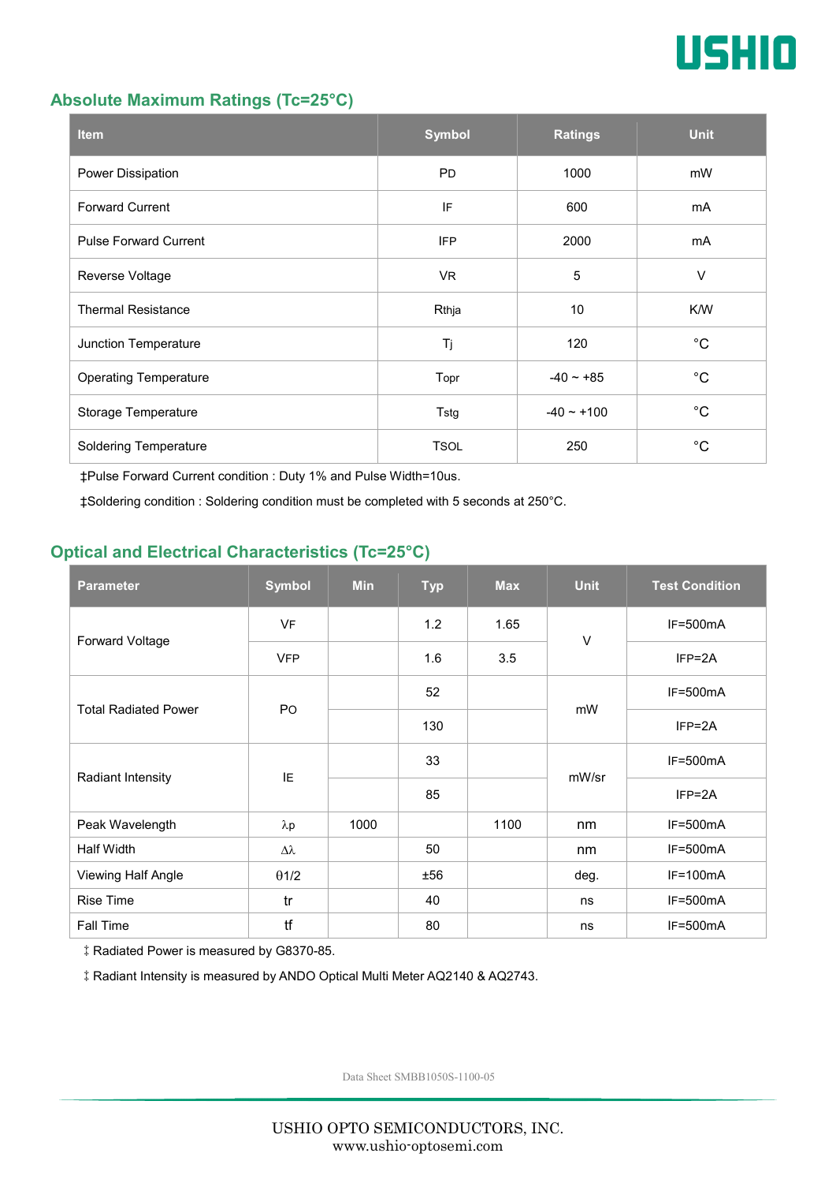## Absolute Maximum Ratings (Tc=25°C)

| Item | Symbol | Ratings | Unit |
|---|---|---|---|
| Power Dissipation | PD | 1000 | mW |
| Forward Current | IF | 600 | mA |
| Pulse Forward Current | IFP | 2000 | mA |
| Reverse Voltage | VR | 5 | V |
| Thermal Resistance | Rthja | 10 | K/W |
| Junction Temperature | Tj | 120 | °C |
| Operating Temperature | Topr | -40 ~ +85 | °C |
| Storage Temperature | Tstg | -40 ~ +100 | °C |
| Soldering Temperature | TSOL | 250 | °C |

‡Pulse Forward Current condition : Duty 1% and Pulse Width=10us.

‡Soldering condition : Soldering condition must be completed with 5 seconds at 250°C.

## Optical and Electrical Characteristics (Tc=25°C)

| Parameter | Symbol | Min | Typ | Max | Unit | Test Condition |
|---|---|---|---|---|---|---|
| Forward Voltage | VF | | 1.2 | 1.65 | V | IF=500mA |
| | VFP | | 1.6 | 3.5 | | IFP=2A |
| Total Radiated Power | PO | | 52 | | mW | IF=500mA |
| | | | 130 | | | IFP=2A |
| Radiant Intensity | IE | | 33 | | mW/sr | IF=500mA |
| | | | 85 | | | IFP=2A |
| Peak Wavelength | λp | 1000 | | 1100 | nm | IF=500mA |
| Half Width | Δλ | | 50 | | nm | IF=500mA |
| Viewing Half Angle | θ1/2 | | ±56 | | deg. | IF=100mA |
| Rise Time | tr | | 40 | | ns | IF=500mA |
| Fall Time | tf | | 80 | | ns | IF=500mA |

‡ Radiated Power is measured by G8370-85.

‡ Radiant Intensity is measured by ANDO Optical Multi Meter AQ2140 & AQ2743.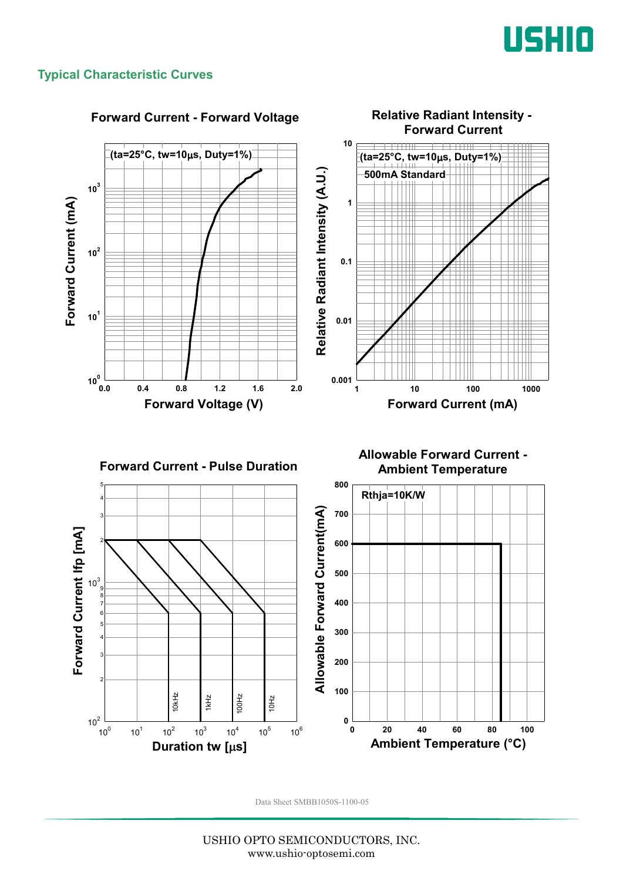## Typical Characteristic Curves

### Forward Current - Forward Voltage

(ta=25°C, tw=10μs, Duty=1%)

Forward Current (mA): $10^0$, $10^1$, $10^2$, $10^3$

Forward Voltage (V): 0.0, 0.4, 0.8, 1.2, 1.6, 2.0

### Relative Radiant Intensity - Forward Current

(ta=25°C, tw=10μs, Duty=1%)

500mA Standard

Relative Radiant Intensity (A.U.): 0.001, 0.01, 0.1, 1, 10

Forward Current (mA): 1, 10, 100, 1000

### Forward Current - Pulse Duration

Forward Current Ifp [mA]: $10^2$, 2, 3, 4, 5, 6, 7, 8, 9, $10^3$, 2, 3, 4, 5

Duration tw [μs]: $10^0$, $10^1$, $10^2$, $10^3$, $10^4$, $10^5$, $10^6$

10kHz, 1kHz, 100Hz, 10Hz

### Allowable Forward Current - Ambient Temperature

Rthja=10K/W

Allowable Forward Current(mA): 0, 100, 200, 300, 400, 500, 600, 700, 800

Ambient Temperature (°C): 0, 20, 40, 60, 80, 100

Data Sheet SMBB1050S-1100-05

USHIO OPTO SEMICONDUCTORS, INC.
www.ushio-optosemi.com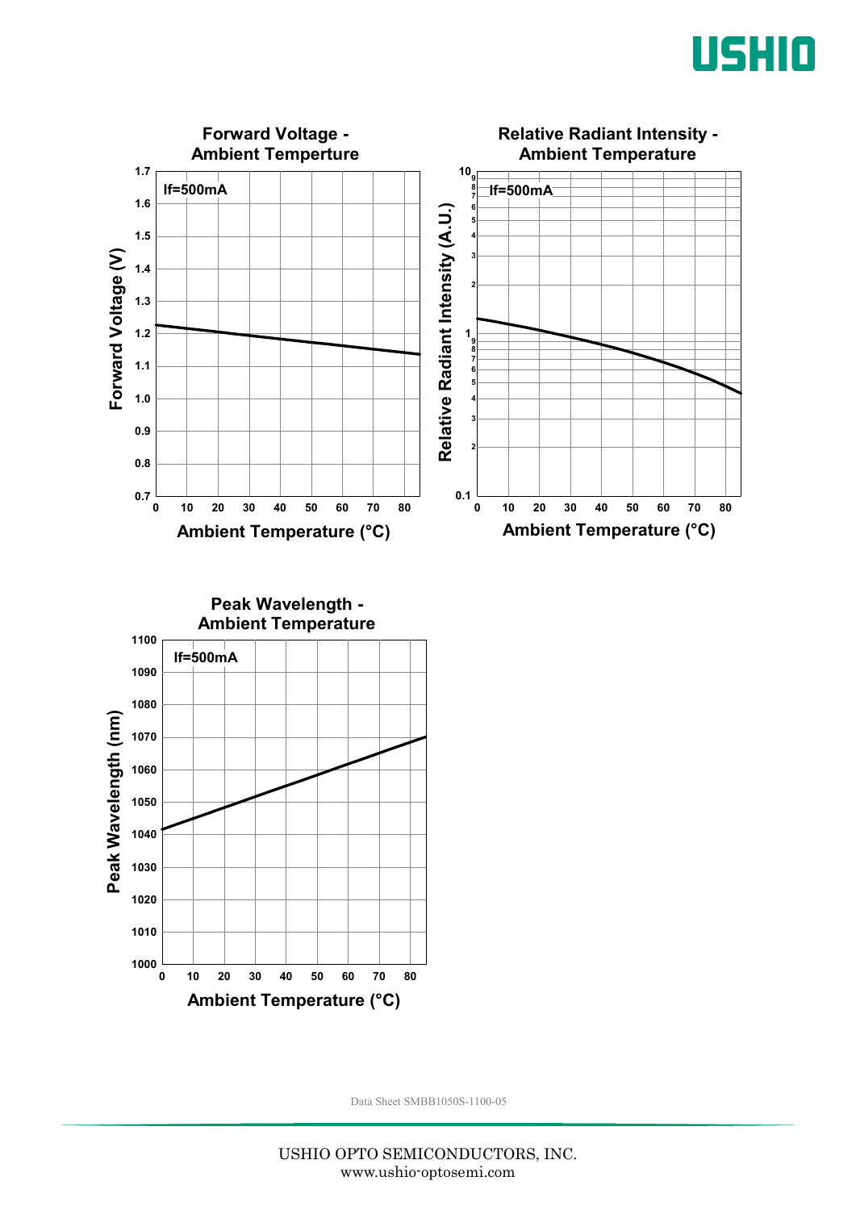**Forward Voltage - Ambient Temperture**

If=500mA

Forward Voltage (V)

Ambient Temperature (°C)

**Relative Radiant Intensity - Ambient Temperature**

If=500mA

Relative Radiant Intensity (A.U.)

Ambient Temperature (°C)

**Peak Wavelength - Ambient Temperature**

If=500mA

Peak Wavelength (nm)

Ambient Temperature (°C)

Data Sheet SMBB1050S-1100-05

USHIO OPTO SEMICONDUCTORS, INC.
www.ushio-optosemi.com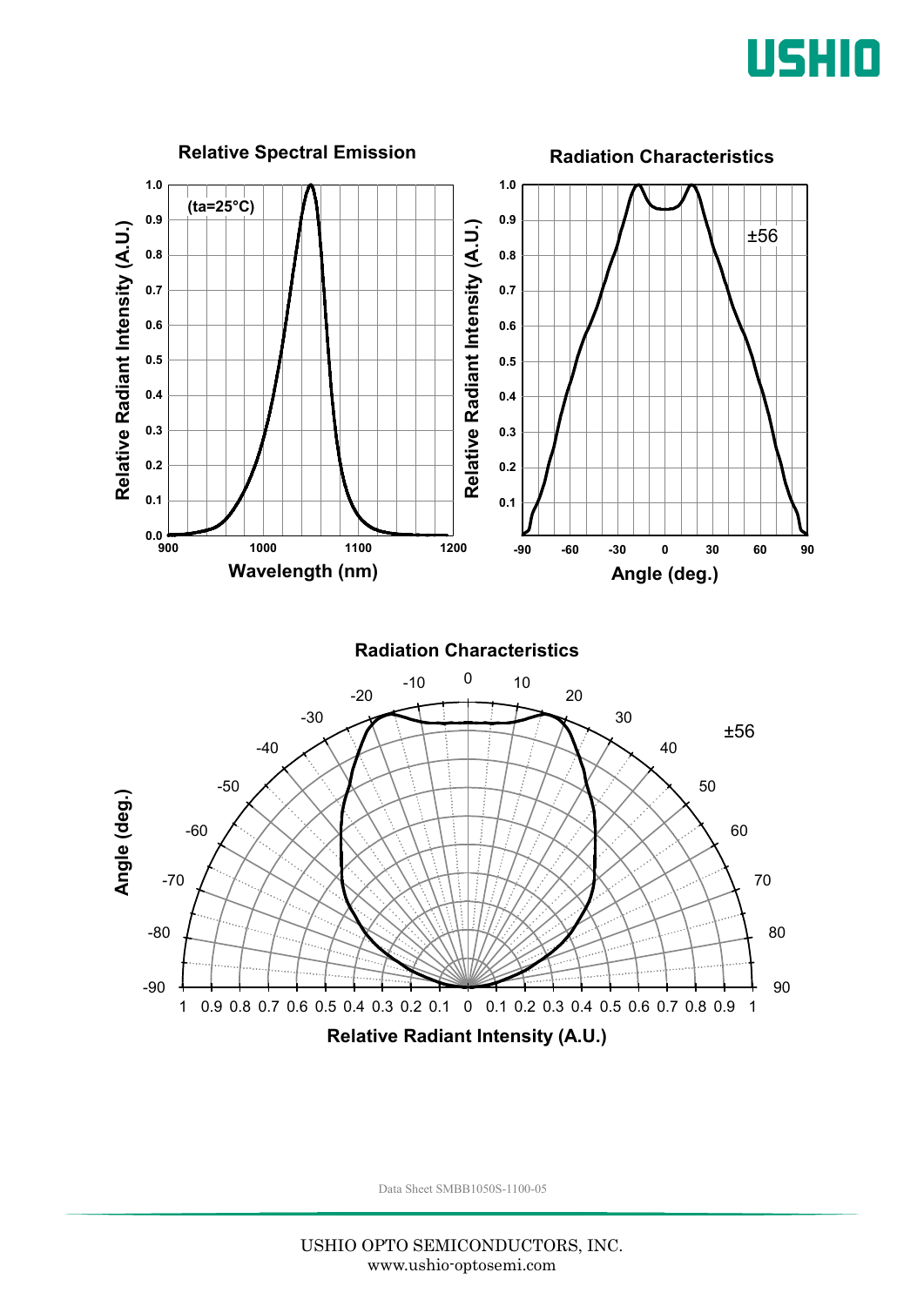## Relative Spectral Emission

(ta=25°C)

Relative Radiant Intensity (A.U.)

Wavelength (nm)

## Radiation Characteristics

±56

Relative Radiant Intensity (A.U.)

Angle (deg.)

## Radiation Characteristics

±56

Angle (deg.)

Relative Radiant Intensity (A.U.)

Data Sheet SMBB1050S-1100-05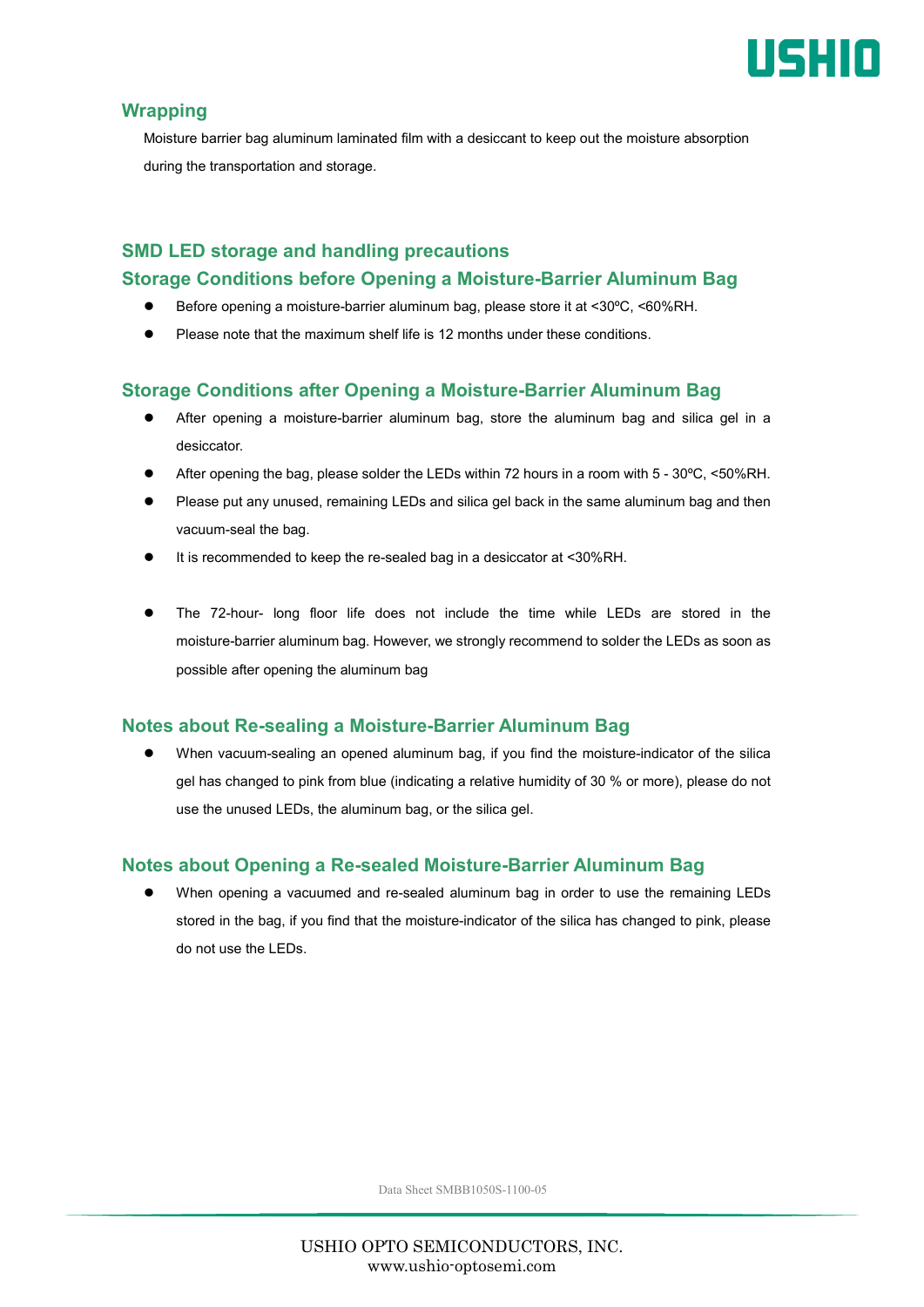## Wrapping

Moisture barrier bag aluminum laminated film with a desiccant to keep out the moisture absorption during the transportation and storage.

## SMD LED storage and handling precautions

### Storage Conditions before Opening a Moisture-Barrier Aluminum Bag

- Before opening a moisture-barrier aluminum bag, please store it at <30ºC, <60%RH.
- Please note that the maximum shelf life is 12 months under these conditions.

### Storage Conditions after Opening a Moisture-Barrier Aluminum Bag

- After opening a moisture-barrier aluminum bag, store the aluminum bag and silica gel in a desiccator.
- After opening the bag, please solder the LEDs within 72 hours in a room with 5 - 30ºC, <50%RH.
- Please put any unused, remaining LEDs and silica gel back in the same aluminum bag and then vacuum-seal the bag.
- It is recommended to keep the re-sealed bag in a desiccator at <30%RH.

- The 72-hour- long floor life does not include the time while LEDs are stored in the moisture-barrier aluminum bag. However, we strongly recommend to solder the LEDs as soon as possible after opening the aluminum bag

### Notes about Re-sealing a Moisture-Barrier Aluminum Bag

- When vacuum-sealing an opened aluminum bag, if you find the moisture-indicator of the silica gel has changed to pink from blue (indicating a relative humidity of 30 % or more), please do not use the unused LEDs, the aluminum bag, or the silica gel.

### Notes about Opening a Re-sealed Moisture-Barrier Aluminum Bag

- When opening a vacuumed and re-sealed aluminum bag in order to use the remaining LEDs stored in the bag, if you find that the moisture-indicator of the silica has changed to pink, please do not use the LEDs.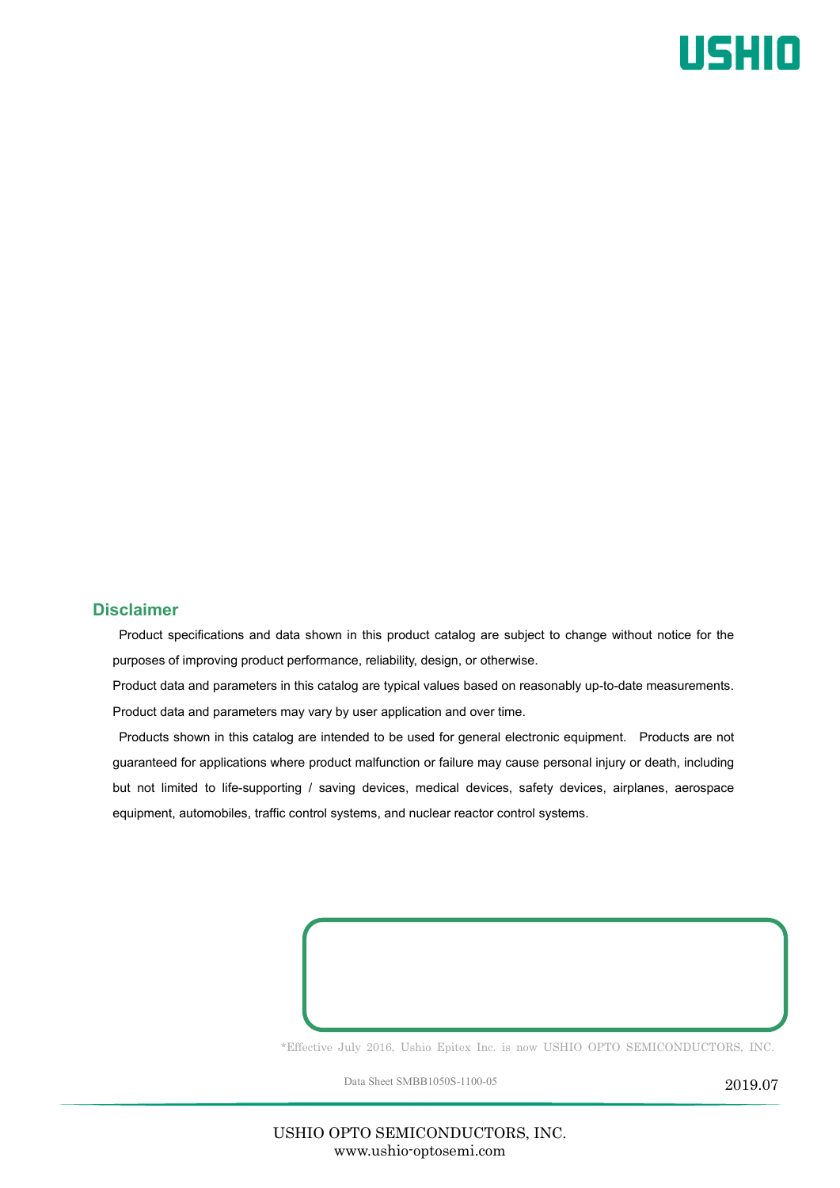## Disclaimer

Product specifications and data shown in this product catalog are subject to change without notice for the purposes of improving product performance, reliability, design, or otherwise.

Product data and parameters in this catalog are typical values based on reasonably up-to-date measurements. Product data and parameters may vary by user application and over time.

Products shown in this catalog are intended to be used for general electronic equipment. Products are not guaranteed for applications where product malfunction or failure may cause personal injury or death, including but not limited to life-supporting / saving devices, medical devices, safety devices, airplanes, aerospace equipment, automobiles, traffic control systems, and nuclear reactor control systems.

*Effective July 2016, Ushio Epitex Inc. is now USHIO OPTO SEMICONDUCTORS, INC.

Data Sheet SMBB1050S-1100-05

2019.07

USHIO OPTO SEMICONDUCTORS, INC.
www.ushio-optosemi.com